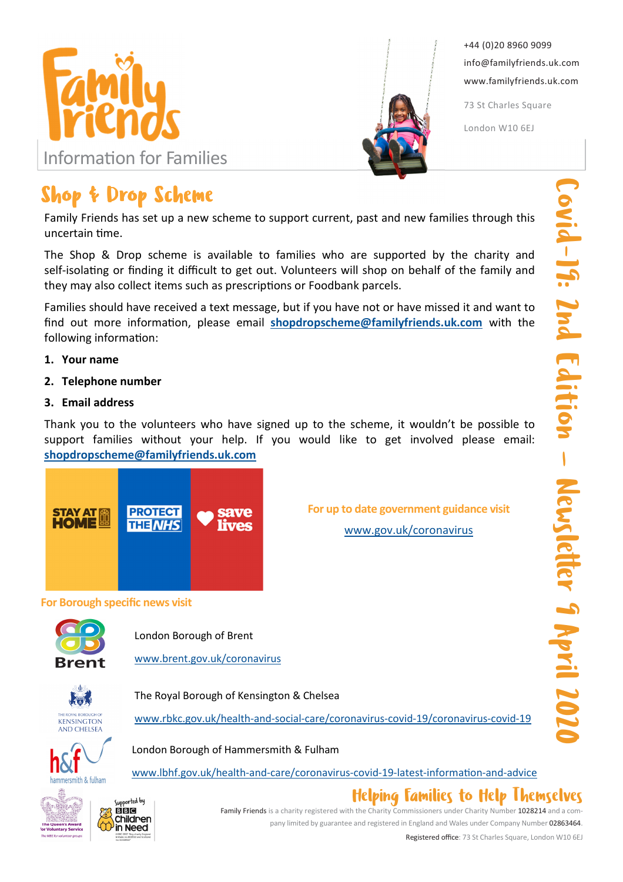Family Friends

Information for Families

+44 (0)20 8960 9099
info@familyfriends.uk.com
www.familyfriends.uk.com

73 St Charles Square
London W10 6EJ

Covid-19: 2nd Edition – Newsletter 9 April 2020

## Shop & Drop Scheme

Family Friends has set up a new scheme to support current, past and new families through this uncertain time.

The Shop & Drop scheme is available to families who are supported by the charity and self-isolating or finding it difficult to get out. Volunteers will shop on behalf of the family and they may also collect items such as prescriptions or Foodbank parcels.

Families should have received a text message, but if you have not or have missed it and want to find out more information, please email **shopdropscheme@familyfriends.uk.com** with the following information:

1. **Your name**
2. **Telephone number**
3. **Email address**

Thank you to the volunteers who have signed up to the scheme, it wouldn't be possible to support families without your help. If you would like to get involved please email: **shopdropscheme@familyfriends.uk.com**

STAY AT HOME | PROTECT THE NHS | save lives

**For up to date government guidance visit**

www.gov.uk/coronavirus

**For Borough specific news visit**

London Borough of Brent

www.brent.gov.uk/coronavirus

The Royal Borough of Kensington & Chelsea

www.rbkc.gov.uk/health-and-social-care/coronavirus-covid-19/coronavirus-covid-19

London Borough of Hammersmith & Fulham

www.lbhf.gov.uk/health-and-care/coronavirus-covid-19-latest-information-and-advice

## Helping Families to Help Themselves

Family Friends is a charity registered with the Charity Commissioners under Charity Number 1028214 and a company limited by guarantee and registered in England and Wales under Company Number 02863464.

Registered office: 73 St Charles Square, London W10 6EJ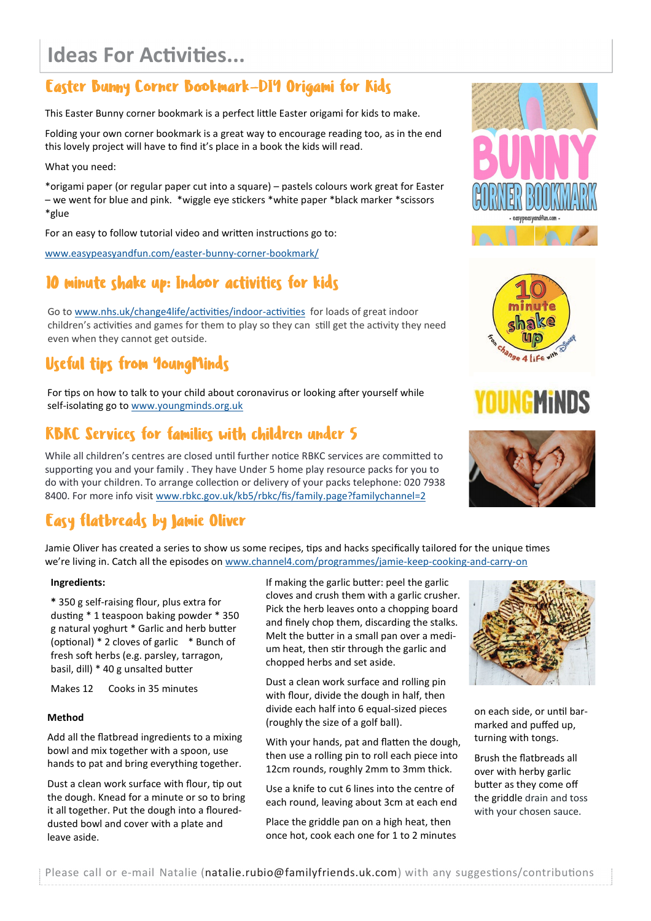# Ideas For Activities...

## Easter Bunny Corner Bookmark–DIY Origami for Kids

This Easter Bunny corner bookmark is a perfect little Easter origami for kids to make.

Folding your own corner bookmark is a great way to encourage reading too, as in the end this lovely project will have to find it's place in a book the kids will read.

What you need:

*origami paper (or regular paper cut into a square) – pastels colours work great for Easter – we went for blue and pink. *wiggle eye stickers *white paper *black marker *scissors *glue

For an easy to follow tutorial video and written instructions go to:

www.easypeasyandfun.com/easter-bunny-corner-bookmark/

## 10 minute shake up: Indoor activities for kids

Go to www.nhs.uk/change4life/activities/indoor-activities for loads of great indoor children's activities and games for them to play so they can still get the activity they need even when they cannot get outside.

## Useful tips from YoungMinds

For tips on how to talk to your child about coronavirus or looking after yourself while self-isolating go to www.youngminds.org.uk

## RBKC Services for families with children under 5

While all children's centres are closed until further notice RBKC services are committed to supporting you and your family . They have Under 5 home play resource packs for you to do with your children. To arrange collection or delivery of your packs telephone: 020 7938 8400. For more info visit www.rbkc.gov.uk/kb5/rbkc/fis/family.page?familychannel=2

## Easy flatbreads by Jamie Oliver

Jamie Oliver has created a series to show us some recipes, tips and hacks specifically tailored for the unique times we're living in. Catch all the episodes on www.channel4.com/programmes/jamie-keep-cooking-and-carry-on

**Ingredients:**

* 350 g self-raising flour, plus extra for dusting * 1 teaspoon baking powder * 350 g natural yoghurt * Garlic and herb butter (optional) * 2 cloves of garlic * Bunch of fresh soft herbs (e.g. parsley, tarragon, basil, dill) * 40 g unsalted butter

Makes 12 Cooks in 35 minutes

**Method**

Add all the flatbread ingredients to a mixing bowl and mix together with a spoon, use hands to pat and bring everything together.

Dust a clean work surface with flour, tip out the dough. Knead for a minute or so to bring it all together. Put the dough into a floured-dusted bowl and cover with a plate and leave aside.

If making the garlic butter: peel the garlic cloves and crush them with a garlic crusher. Pick the herb leaves onto a chopping board and finely chop them, discarding the stalks. Melt the butter in a small pan over a medium heat, then stir through the garlic and chopped herbs and set aside.

Dust a clean work surface and rolling pin with flour, divide the dough in half, then divide each half into 6 equal-sized pieces (roughly the size of a golf ball).

With your hands, pat and flatten the dough, then use a rolling pin to roll each piece into 12cm rounds, roughly 2mm to 3mm thick.

Use a knife to cut 6 lines into the centre of each round, leaving about 3cm at each end

Place the griddle pan on a high heat, then once hot, cook each one for 1 to 2 minutes on each side, or until bar-marked and puffed up, turning with tongs.

Brush the flatbreads all over with herby garlic butter as they come off the griddle drain and toss with your chosen sauce.

Please call or e-mail Natalie (natalie.rubio@familyfriends.uk.com) with any suggestions/contributions